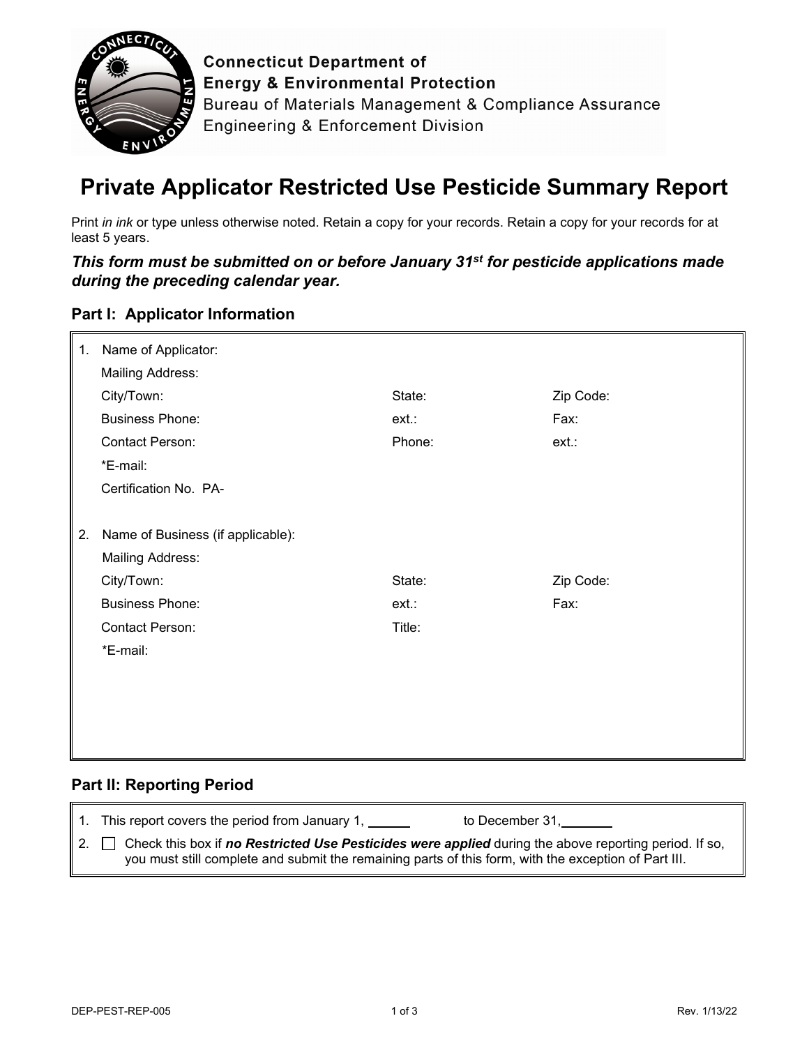Connecticut Department of
Energy & Environmental Protection
Bureau of Materials Management & Compliance Assurance
Engineering & Enforcement Division

# Private Applicator Restricted Use Pesticide Summary Report

Print *in ink* or type unless otherwise noted. Retain a copy for your records. Retain a copy for your records for at least 5 years.

***This form must be submitted on or before January 31st for pesticide applications made during the preceding calendar year.***

## Part I: Applicator Information

1. Name of Applicator:
   Mailing Address:
   City/Town: State: Zip Code:
   Business Phone: ext.: Fax:
   Contact Person: Phone: ext.:
   *E-mail:
   Certification No. PA-

2. Name of Business (if applicable):
   Mailing Address:
   City/Town: State: Zip Code:
   Business Phone: ext.: Fax:
   Contact Person: Title:
   *E-mail:

## Part II: Reporting Period

1. This report covers the period from January 1, ______ to December 31, _______
2. ☐ Check this box if ***no Restricted Use Pesticides were applied*** during the above reporting period. If so, you must still complete and submit the remaining parts of this form, with the exception of Part III.

DEP-PEST-REP-005 Rev. 1/13/22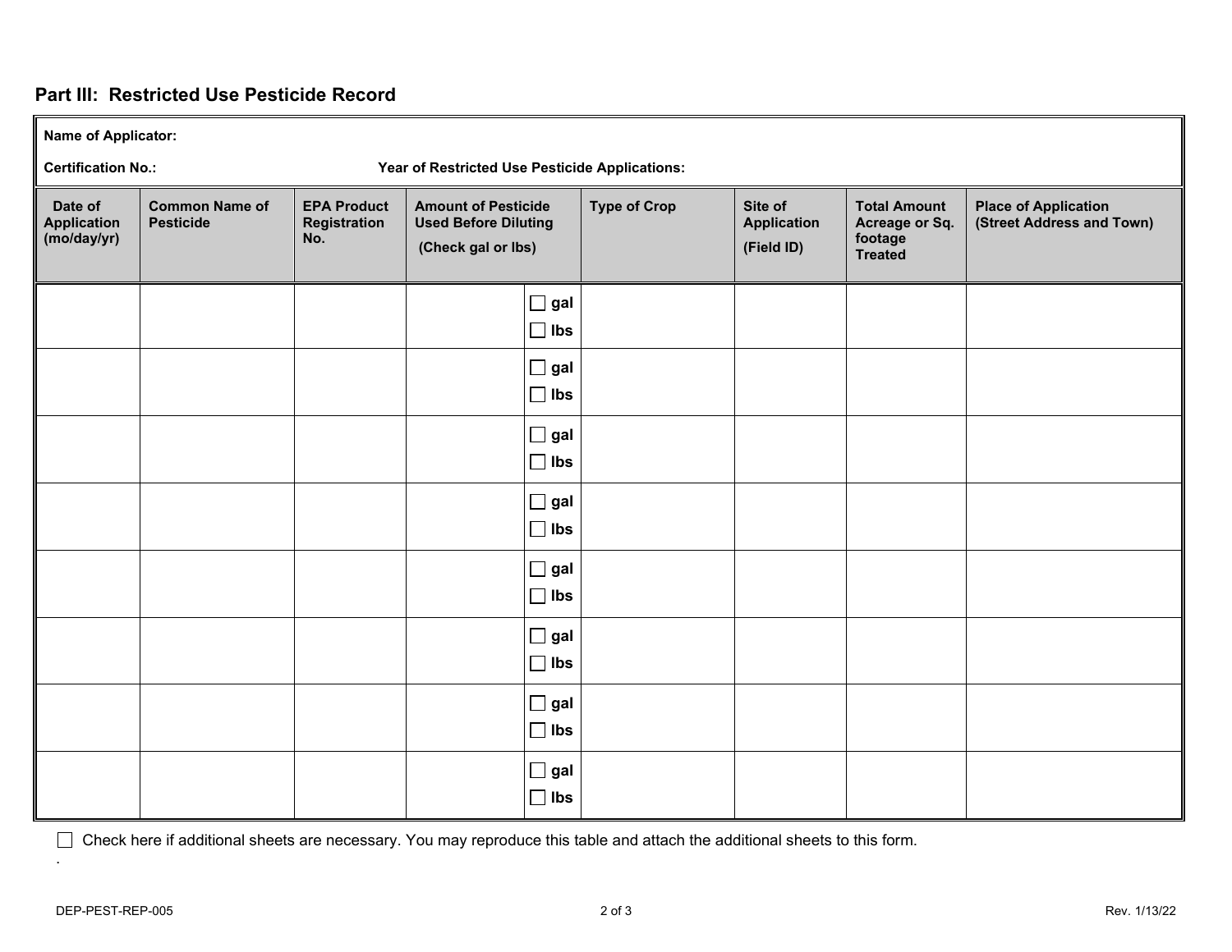## Part III: Restricted Use Pesticide Record

**Name of Applicator:**

**Certification No.:** **Year of Restricted Use Pesticide Applications:**

| Date of Application (mo/day/yr) | Common Name of Pesticide | EPA Product Registration No. | Amount of Pesticide Used Before Diluting (Check gal or lbs) | | Type of Crop | Site of Application (Field ID) | Total Amount Acreage or Sq. footage Treated | Place of Application (Street Address and Town) |
|---|---|---|---|---|---|---|---|---|
| | | | | ☐ gal ☐ lbs | | | | |
| | | | | ☐ gal ☐ lbs | | | | |
| | | | | ☐ gal ☐ lbs | | | | |
| | | | | ☐ gal ☐ lbs | | | | |
| | | | | ☐ gal ☐ lbs | | | | |
| | | | | ☐ gal ☐ lbs | | | | |
| | | | | ☐ gal ☐ lbs | | | | |
| | | | | ☐ gal ☐ lbs | | | | |

☐ Check here if additional sheets are necessary. You may reproduce this table and attach the additional sheets to this form.

DEP-PEST-REP-005 Rev. 1/13/22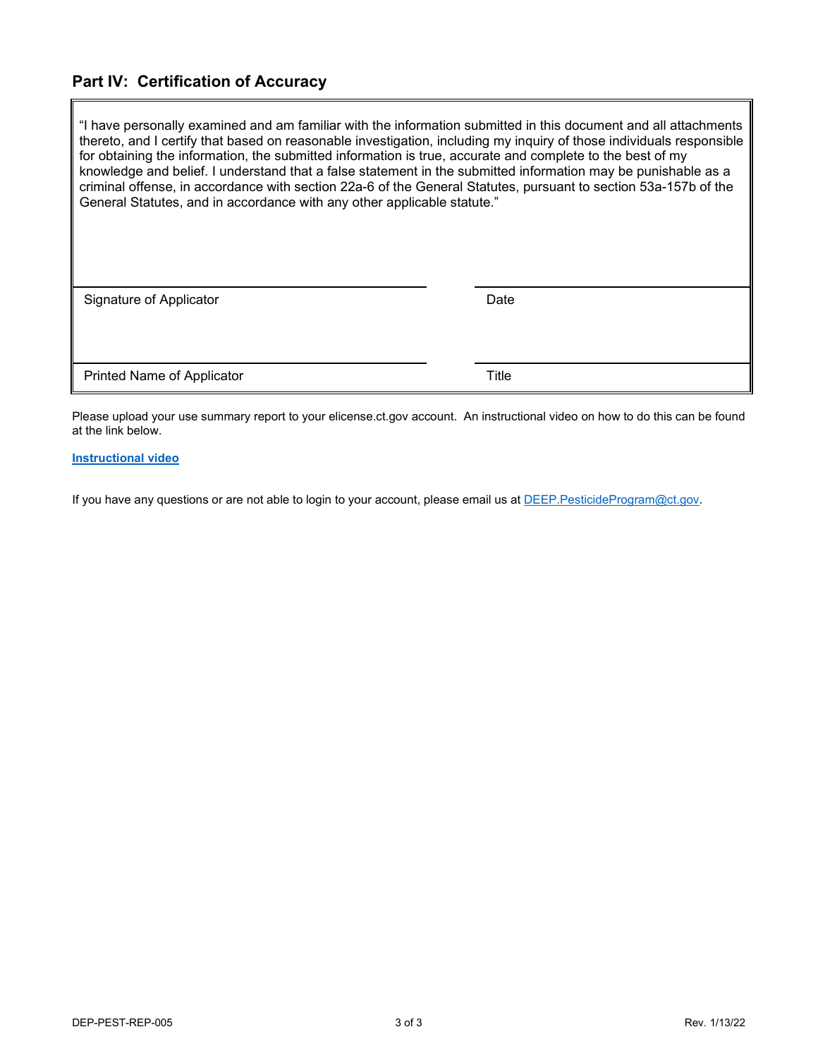## Part IV: Certification of Accuracy

"I have personally examined and am familiar with the information submitted in this document and all attachments thereto, and I certify that based on reasonable investigation, including my inquiry of those individuals responsible for obtaining the information, the submitted information is true, accurate and complete to the best of my knowledge and belief. I understand that a false statement in the submitted information may be punishable as a criminal offense, in accordance with section 22a-6 of the General Statutes, pursuant to section 53a-157b of the General Statutes, and in accordance with any other applicable statute."

| | |
|---|---|
| Signature of Applicator | Date |
| Printed Name of Applicator | Title |

Please upload your use summary report to your elicense.ct.gov account. An instructional video on how to do this can be found at the link below.

**Instructional video**

If you have any questions or are not able to login to your account, please email us at DEEP.PesticideProgram@ct.gov.

DEP-PEST-REP-005 Rev. 1/13/22